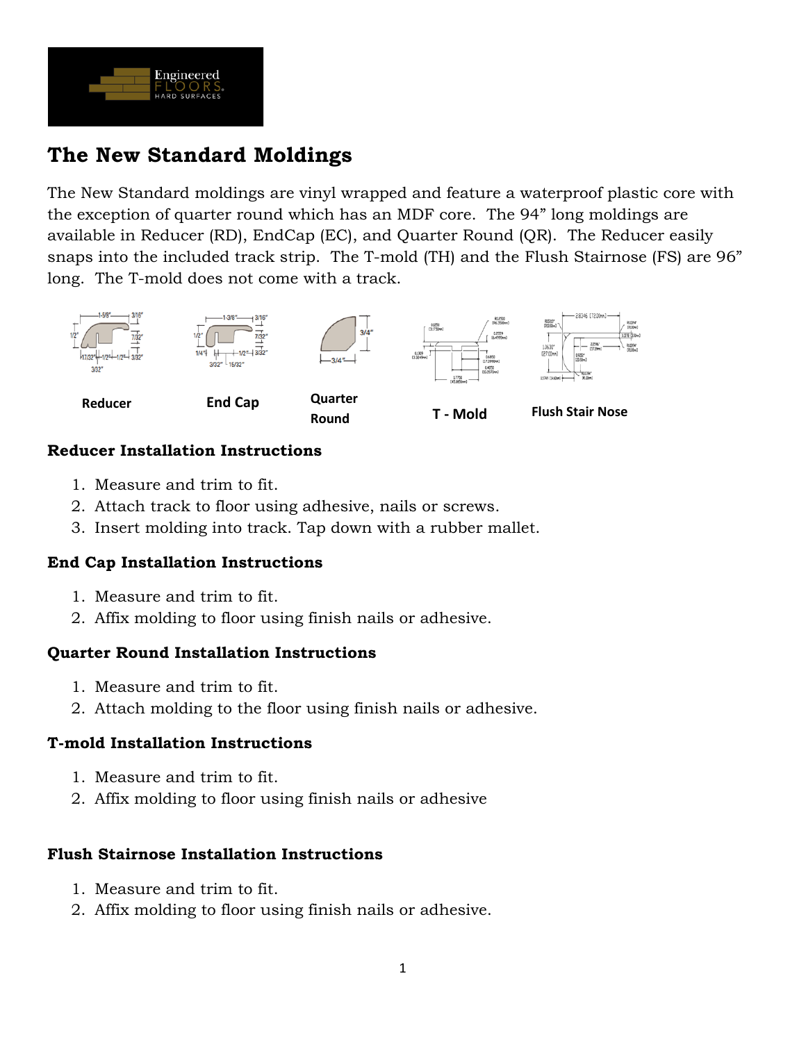## The New Standard Moldings

The New Standard moldings are vinyl wrapped and feature a waterproof plastic core with the exception of quarter round which has an MDF core. The 94" long moldings are available in Reducer (RD), EndCap (EC), and Quarter Round (QR). The Reducer easily snaps into the included track strip. The T-mold (TH) and the Flush Stairnose (FS) are 96" long. The T-mold does not come with a track.

Reducer | End Cap | Quarter Round | T - Mold | Flush Stair Nose

### Reducer Installation Instructions

1. Measure and trim to fit.
2. Attach track to floor using adhesive, nails or screws.
3. Insert molding into track. Tap down with a rubber mallet.

### End Cap Installation Instructions

1. Measure and trim to fit.
2. Affix molding to floor using finish nails or adhesive.

### Quarter Round Installation Instructions

1. Measure and trim to fit.
2. Attach molding to the floor using finish nails or adhesive.

### T-mold Installation Instructions

1. Measure and trim to fit.
2. Affix molding to floor using finish nails or adhesive

### Flush Stairnose Installation Instructions

1. Measure and trim to fit.
2. Affix molding to floor using finish nails or adhesive.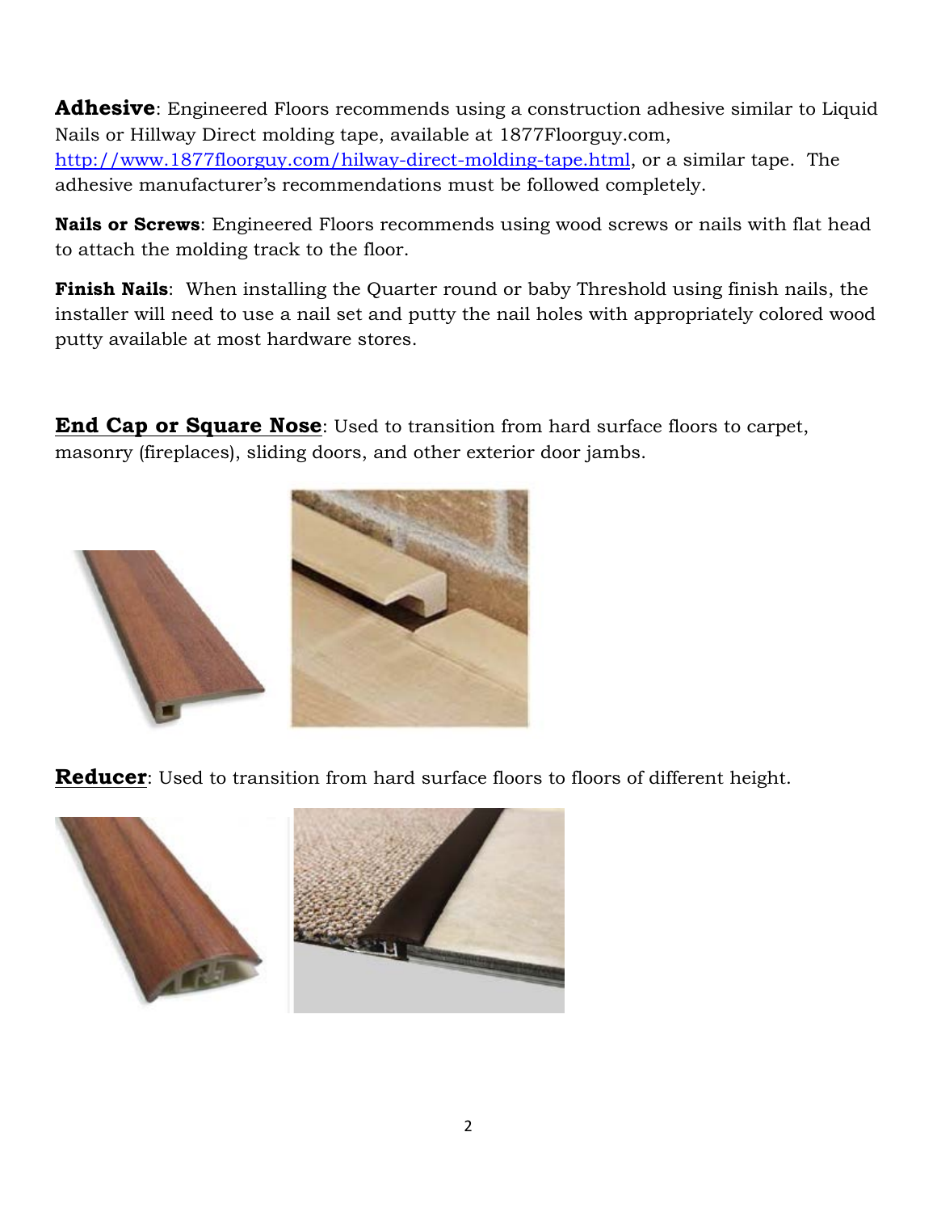**Adhesive**: Engineered Floors recommends using a construction adhesive similar to Liquid Nails or Hillway Direct molding tape, available at 1877Floorguy.com, [http://www.1877floorguy.com/hilway-direct-molding-tape.html](http://www.1877floorguy.com/hilway-direct-molding-tape.html), or a similar tape. The adhesive manufacturer's recommendations must be followed completely.

**Nails or Screws**: Engineered Floors recommends using wood screws or nails with flat head to attach the molding track to the floor.

**Finish Nails**: When installing the Quarter round or baby Threshold using finish nails, the installer will need to use a nail set and putty the nail holes with appropriately colored wood putty available at most hardware stores.

**End Cap or Square Nose**: Used to transition from hard surface floors to carpet, masonry (fireplaces), sliding doors, and other exterior door jambs.

**Reducer**: Used to transition from hard surface floors to floors of different height.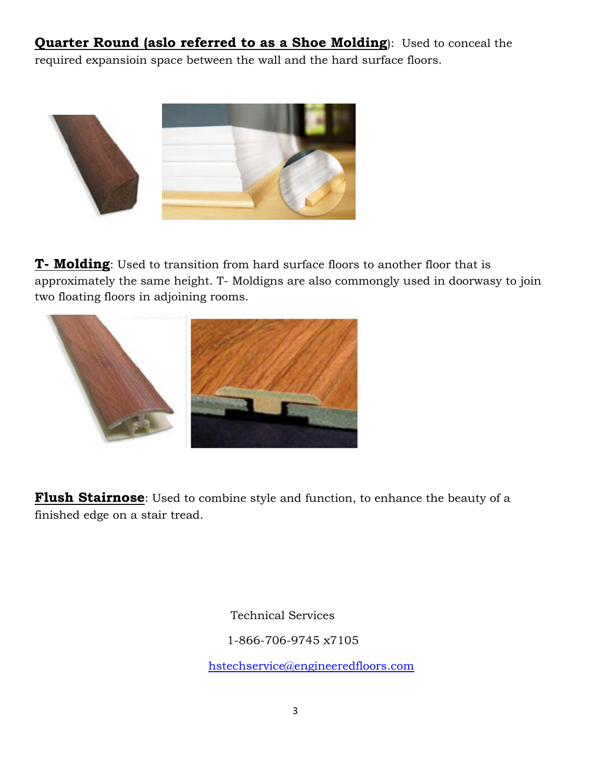**Quarter Round (aslo referred to as a Shoe Molding)**: Used to conceal the required expansioin space between the wall and the hard surface floors.

**T- Molding**: Used to transition from hard surface floors to another floor that is approximately the same height. T- Moldigns are also commongly used in doorwasy to join two floating floors in adjoining rooms.

**Flush Stairnose**: Used to combine style and function, to enhance the beauty of a finished edge on a stair tread.

Technical Services

1-866-706-9745 x7105

hstechservice@engineeredfloors.com